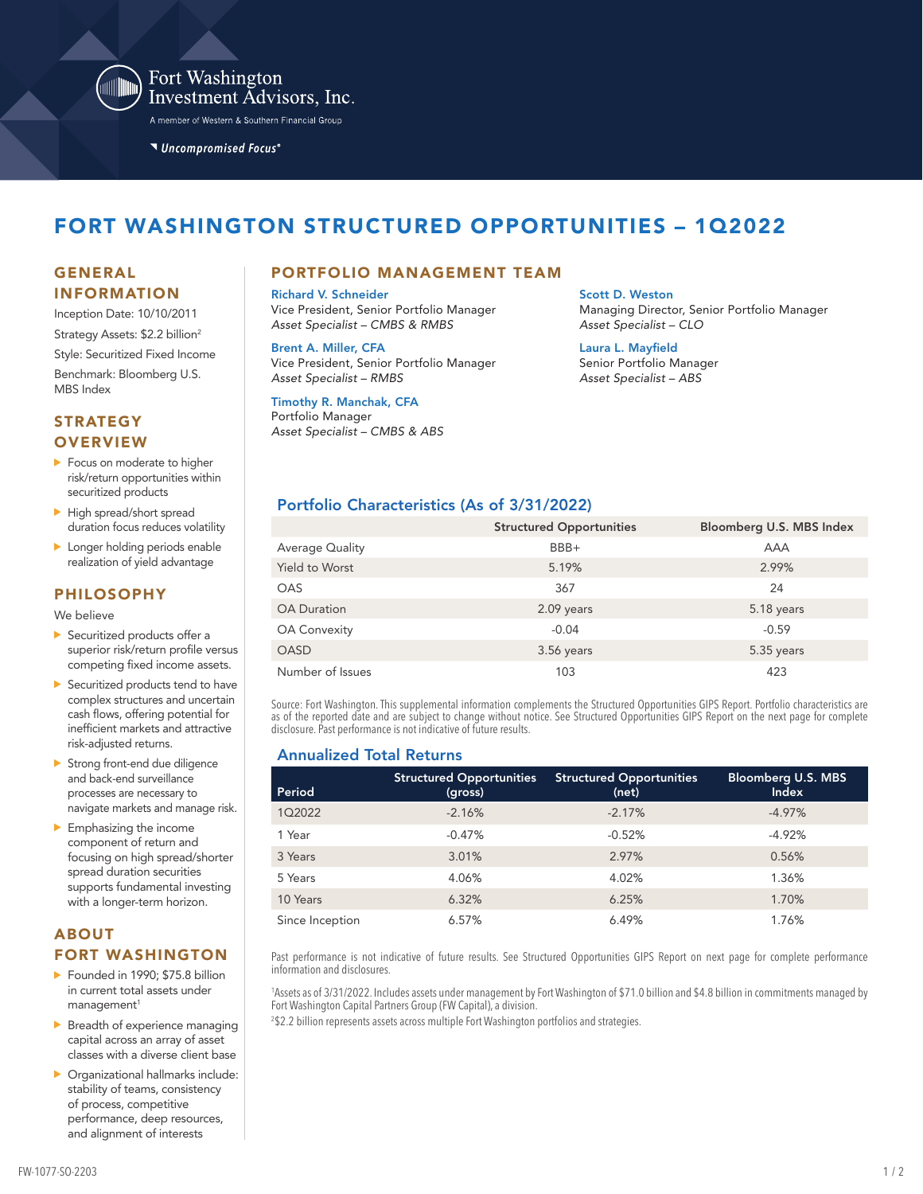Fort Washington Investment Advisors, Inc.

A member of Western & Southern Financial Group

Uncompromised Focus®

# FORT WASHINGTON STRUCTURED OPPORTUNITIES – 1Q2022

## GENERAL INFORMATION

Inception Date: 10/10/2011

Strategy Assets: $2.2 billion[2]

Style: Securitized Fixed Income

Benchmark: Bloomberg U.S. MBS Index

## STRATEGY OVERVIEW

- Focus on moderate to higher risk/return opportunities within securitized products
- High spread/short spread duration focus reduces volatility
- Longer holding periods enable realization of yield advantage

## PHILOSOPHY

We believe

- Securitized products offer a superior risk/return profile versus competing fixed income assets.
- Securitized products tend to have complex structures and uncertain cash flows, offering potential for inefficient markets and attractive risk-adjusted returns.
- Strong front-end due diligence and back-end surveillance processes are necessary to navigate markets and manage risk.
- Emphasizing the income component of return and focusing on high spread/shorter spread duration securities supports fundamental investing with a longer-term horizon.

## ABOUT FORT WASHINGTON

- Founded in 1990; $75.8 billion in current total assets under management[1]
- Breadth of experience managing capital across an array of asset classes with a diverse client base
- Organizational hallmarks include: stability of teams, consistency of process, competitive performance, deep resources, and alignment of interests

## PORTFOLIO MANAGEMENT TEAM

**Richard V. Schneider**
Vice President, Senior Portfolio Manager
*Asset Specialist – CMBS & RMBS*

**Brent A. Miller, CFA**
Vice President, Senior Portfolio Manager
*Asset Specialist – RMBS*

**Timothy R. Manchak, CFA**
Portfolio Manager
*Asset Specialist – CMBS & ABS*

**Scott D. Weston**
Managing Director, Senior Portfolio Manager
*Asset Specialist – CLO*

**Laura L. Mayfield**
Senior Portfolio Manager
*Asset Specialist – ABS*

### Portfolio Characteristics (As of 3/31/2022)

| | Structured Opportunities | Bloomberg U.S. MBS Index |
|---|---|---|
| Average Quality | BBB+ | AAA |
| Yield to Worst | 5.19% | 2.99% |
| OAS | 367 | 24 |
| OA Duration | 2.09 years | 5.18 years |
| OA Convexity | -0.04 | -0.59 |
| OASD | 3.56 years | 5.35 years |
| Number of Issues | 103 | 423 |

Source: Fort Washington. This supplemental information complements the Structured Opportunities GIPS Report. Portfolio characteristics are as of the reported date and are subject to change without notice. See Structured Opportunities GIPS Report on the next page for complete disclosure. Past performance is not indicative of future results.

### Annualized Total Returns

| Period | Structured Opportunities (gross) | Structured Opportunities (net) | Bloomberg U.S. MBS Index |
|---|---|---|---|
| 1Q2022 | -2.16% | -2.17% | -4.97% |
| 1 Year | -0.47% | -0.52% | -4.92% |
| 3 Years | 3.01% | 2.97% | 0.56% |
| 5 Years | 4.06% | 4.02% | 1.36% |
| 10 Years | 6.32% | 6.25% | 1.70% |
| Since Inception | 6.57% | 6.49% | 1.76% |

Past performance is not indicative of future results. See Structured Opportunities GIPS Report on next page for complete performance information and disclosures.

[1] Assets as of 3/31/2022. Includes assets under management by Fort Washington of $71.0 billion and $4.8 billion in commitments managed by Fort Washington Capital Partners Group (FW Capital), a division.

[2] $2.2 billion represents assets across multiple Fort Washington portfolios and strategies.

FW-1077-SO-2203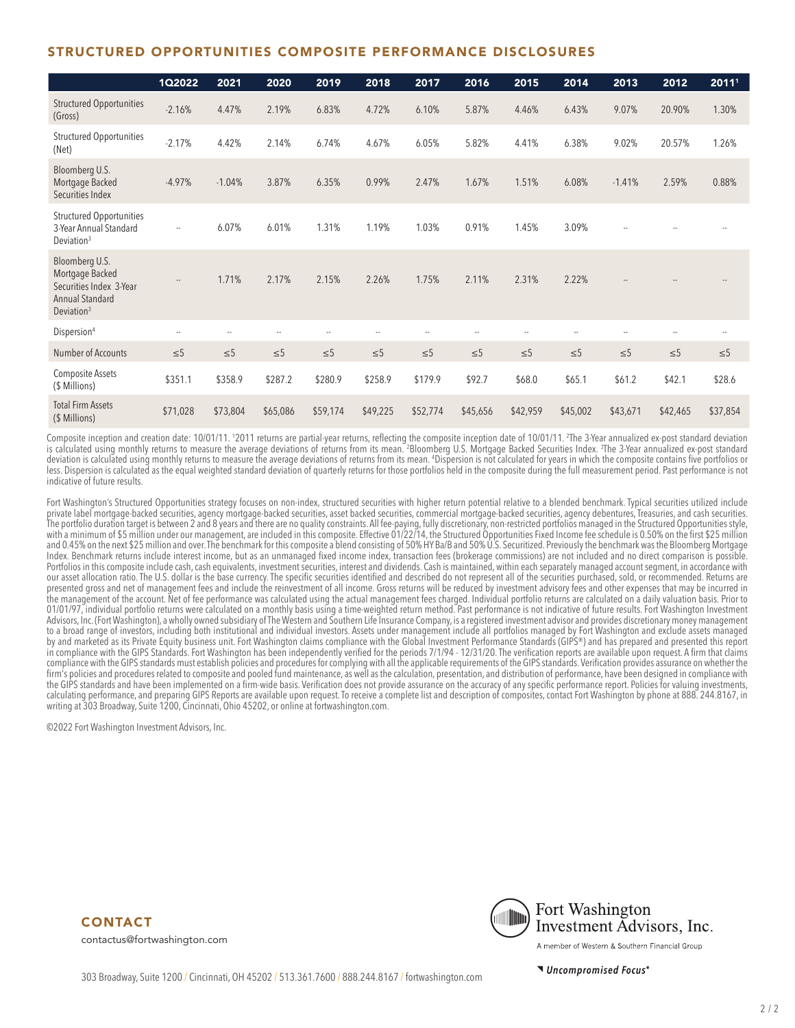## STRUCTURED OPPORTUNITIES COMPOSITE PERFORMANCE DISCLOSURES

| | 1Q2022 | 2021 | 2020 | 2019 | 2018 | 2017 | 2016 | 2015 | 2014 | 2013 | 2012 | 2011[1] |
|---|---|---|---|---|---|---|---|---|---|---|---|---|
| Structured Opportunities (Gross) | -2.16% | 4.47% | 2.19% | 6.83% | 4.72% | 6.10% | 5.87% | 4.46% | 6.43% | 9.07% | 20.90% | 1.30% |
| Structured Opportunities (Net) | -2.17% | 4.42% | 2.14% | 6.74% | 4.67% | 6.05% | 5.82% | 4.41% | 6.38% | 9.02% | 20.57% | 1.26% |
| Bloomberg U.S. Mortgage Backed Securities Index | -4.97% | -1.04% | 3.87% | 6.35% | 0.99% | 2.47% | 1.67% | 1.51% | 6.08% | -1.41% | 2.59% | 0.88% |
| Structured Opportunities 3-Year Annual Standard Deviation[3] | -- | 6.07% | 6.01% | 1.31% | 1.19% | 1.03% | 0.91% | 1.45% | 3.09% | -- | -- | -- |
| Bloomberg U.S. Mortgage Backed Securities Index 3-Year Annual Standard Deviation[3] | -- | 1.71% | 2.17% | 2.15% | 2.26% | 1.75% | 2.11% | 2.31% | 2.22% | -- | -- | -- |
| Dispersion[4] | -- | -- | -- | -- | -- | -- | -- | -- | -- | -- | -- | -- |
| Number of Accounts | ≤5 | ≤5 | ≤5 | ≤5 | ≤5 | ≤5 | ≤5 | ≤5 | ≤5 | ≤5 | ≤5 | ≤5 |
| Composite Assets ($ Millions) | $351.1 | $358.9 | $287.2 | $280.9 | $258.9 | $179.9 | $92.7 | $68.0 | $65.1 | $61.2 | $42.1 | $28.6 |
| Total Firm Assets ($ Millions) | $71,028 | $73,804 | $65,086 | $59,174 | $49,225 | $52,774 | $45,656 | $42,959 | $45,002 | $43,671 | $42,465 | $37,854 |

Composite inception and creation date: 10/01/11. [1]2011 returns are partial-year returns, reflecting the composite inception date of 10/01/11. [2]The 3-Year annualized ex-post standard deviation is calculated using monthly returns to measure the average deviations of returns from its mean. [2]Bloomberg U.S. Mortgage Backed Securities Index. [3]The 3-Year annualized ex-post standard deviation is calculated using monthly returns to measure the average deviations of returns from its mean. [4]Dispersion is not calculated for years in which the composite contains five portfolios or less. Dispersion is calculated as the equal weighted standard deviation of quarterly returns for those portfolios held in the composite during the full measurement period. Past performance is not indicative of future results.

Fort Washington's Structured Opportunities strategy focuses on non-index, structured securities with higher return potential relative to a blended benchmark. Typical securities utilized include private label mortgage-backed securities, agency mortgage-backed securities, asset backed securities, commercial mortgage-backed securities, agency debentures, Treasuries, and cash securities. The portfolio duration target is between 2 and 8 years and there are no quality constraints. All fee-paying, fully discretionary, non-restricted portfolios managed in the Structured Opportunities style, with a minimum of $5 million under our management, are included in this composite. Effective 01/22/14, the Structured Opportunities Fixed Income fee schedule is 0.50% on the first $25 million and 0.45% on the next $25 million and over. The benchmark for this composite a blend consisting of 50% HY Ba/B and 50% U.S. Securitized. Previously the benchmark was the Bloomberg Mortgage Index. Benchmark returns include interest income, but as an unmanaged fixed income index, transaction fees (brokerage commissions) are not included and no direct comparison is possible. Portfolios in this composite include cash, cash equivalents, investment securities, interest and dividends. Cash is maintained, within each separately managed account segment, in accordance with our asset allocation ratio. The U.S. dollar is the base currency. The specific securities identified and described do not represent all of the securities purchased, sold, or recommended. Returns are presented gross and net of management fees and include the reinvestment of all income. Gross returns will be reduced by investment advisory fees and other expenses that may be incurred in the management of the account. Net of fee performance was calculated using the actual management fees charged. Individual portfolio returns are calculated on a daily valuation basis. Prior to 01/01/97, individual portfolio returns were calculated on a monthly basis using a time-weighted return method. Past performance is not indicative of future results. Fort Washington Investment Advisors, Inc. (Fort Washington), a wholly owned subsidiary of The Western and Southern Life Insurance Company, is a registered investment advisor and provides discretionary money management to a broad range of investors, including both institutional and individual investors. Assets under management include all portfolios managed by Fort Washington and exclude assets managed by and marketed as its Private Equity business unit. Fort Washington claims compliance with the Global Investment Performance Standards (GIPS®) and has prepared and presented this report in compliance with the GIPS Standards. Fort Washington has been independently verified for the periods 7/1/94 - 12/31/20. The verification reports are available upon request. A firm that claims compliance with the GIPS standards must establish policies and procedures for complying with all the applicable requirements of the GIPS standards. Verification provides assurance on whether the firm's policies and procedures related to composite and pooled fund maintenance, as well as the calculation, presentation, and distribution of performance, have been designed in compliance with the GIPS standards and have been implemented on a firm-wide basis. Verification does not provide assurance on the accuracy of any specific performance report. Policies for valuing investments, calculating performance, and preparing GIPS Reports are available upon request. To receive a complete list and description of composites, contact Fort Washington by phone at 888. 244.8167, in writing at 303 Broadway, Suite 1200, Cincinnati, Ohio 45202, or online at fortwashington.com.

©2022 Fort Washington Investment Advisors, Inc.

## CONTACT

contactus@fortwashington.com

Fort Washington Investment Advisors, Inc.

A member of Western & Southern Financial Group

*Uncompromised Focus®*

303 Broadway, Suite 1200 / Cincinnati, OH 45202 / 513.361.7600 / 888.244.8167 / fortwashington.com